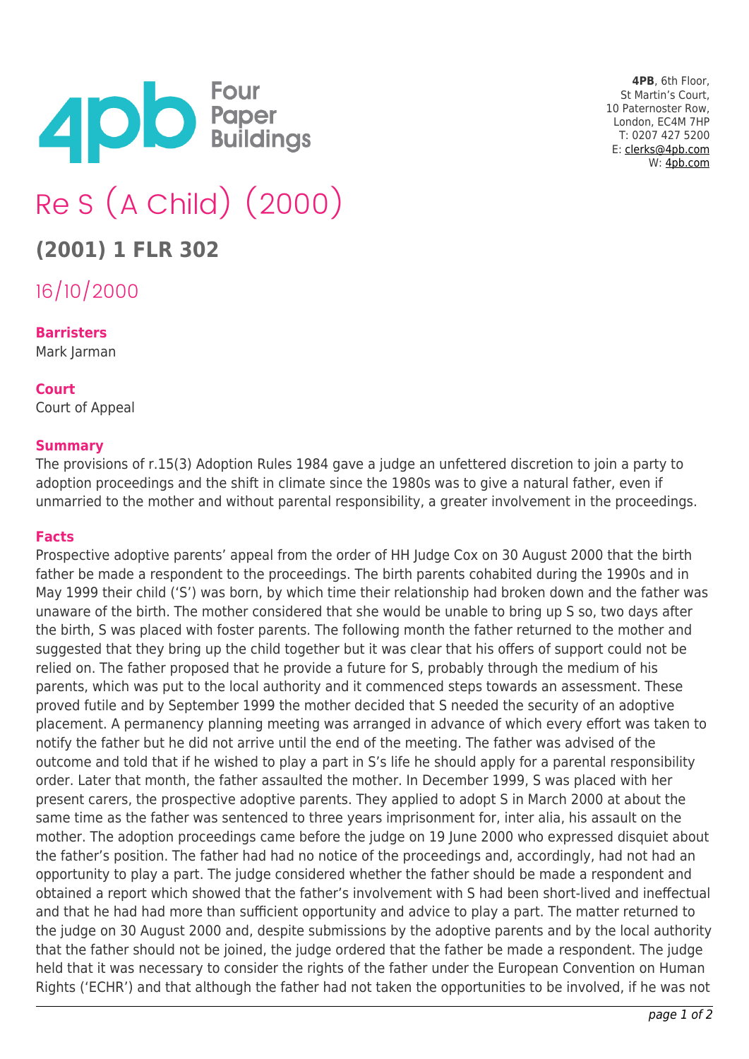4pb Four Paper Buildings

**4PB**, 6th Floor,
St Martin's Court,
10 Paternoster Row,
London, EC4M 7HP
T: 0207 427 5200
E: clerks@4pb.com
W: 4pb.com

# Re S (A Child) (2000)

## (2001) 1 FLR 302

16/10/2000

**Barristers**
Mark Jarman

**Court**
Court of Appeal

**Summary**
The provisions of r.15(3) Adoption Rules 1984 gave a judge an unfettered discretion to join a party to adoption proceedings and the shift in climate since the 1980s was to give a natural father, even if unmarried to the mother and without parental responsibility, a greater involvement in the proceedings.

**Facts**
Prospective adoptive parents' appeal from the order of HH Judge Cox on 30 August 2000 that the birth father be made a respondent to the proceedings. The birth parents cohabited during the 1990s and in May 1999 their child ('S') was born, by which time their relationship had broken down and the father was unaware of the birth. The mother considered that she would be unable to bring up S so, two days after the birth, S was placed with foster parents. The following month the father returned to the mother and suggested that they bring up the child together but it was clear that his offers of support could not be relied on. The father proposed that he provide a future for S, probably through the medium of his parents, which was put to the local authority and it commenced steps towards an assessment. These proved futile and by September 1999 the mother decided that S needed the security of an adoptive placement. A permanency planning meeting was arranged in advance of which every effort was taken to notify the father but he did not arrive until the end of the meeting. The father was advised of the outcome and told that if he wished to play a part in S's life he should apply for a parental responsibility order. Later that month, the father assaulted the mother. In December 1999, S was placed with her present carers, the prospective adoptive parents. They applied to adopt S in March 2000 at about the same time as the father was sentenced to three years imprisonment for, inter alia, his assault on the mother. The adoption proceedings came before the judge on 19 June 2000 who expressed disquiet about the father's position. The father had had no notice of the proceedings and, accordingly, had not had an opportunity to play a part. The judge considered whether the father should be made a respondent and obtained a report which showed that the father's involvement with S had been short-lived and ineffectual and that he had had more than sufficient opportunity and advice to play a part. The matter returned to the judge on 30 August 2000 and, despite submissions by the adoptive parents and by the local authority that the father should not be joined, the judge ordered that the father be made a respondent. The judge held that it was necessary to consider the rights of the father under the European Convention on Human Rights ('ECHR') and that although the father had not taken the opportunities to be involved, if he was not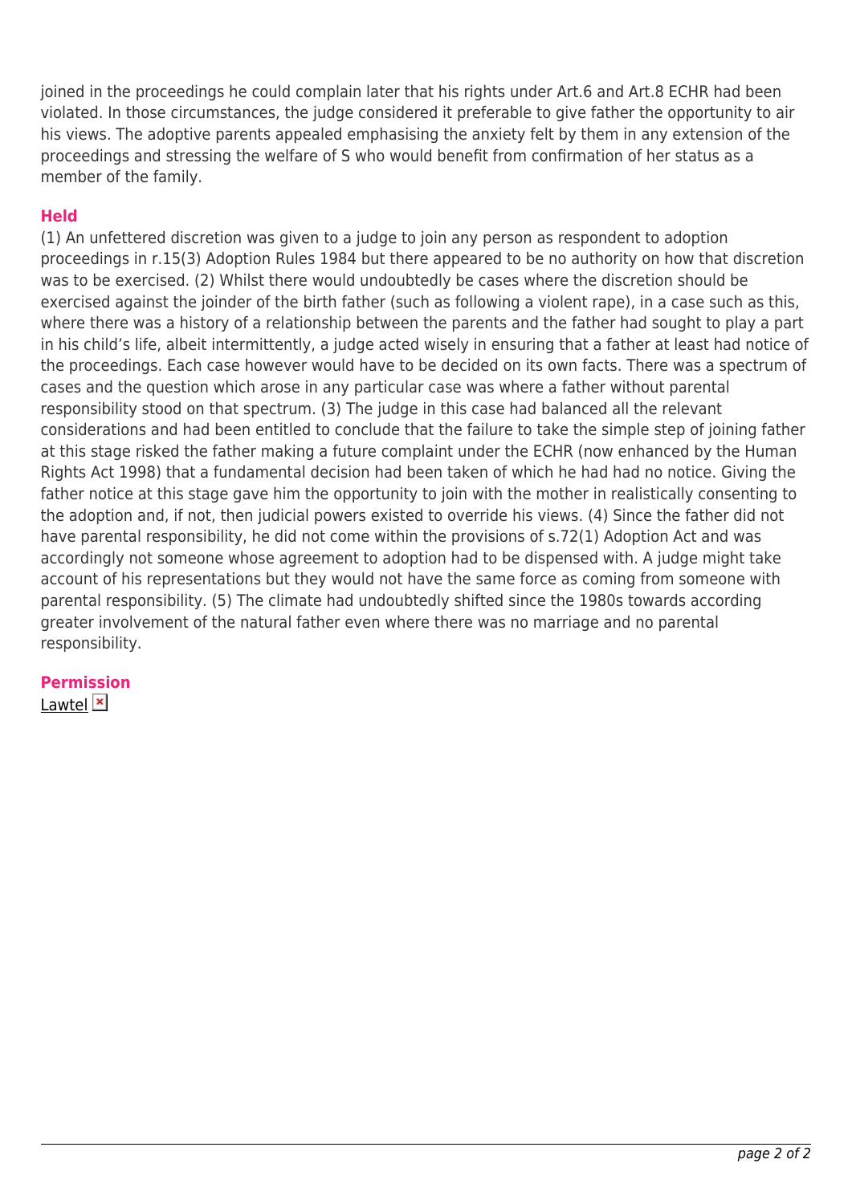joined in the proceedings he could complain later that his rights under Art.6 and Art.8 ECHR had been violated. In those circumstances, the judge considered it preferable to give father the opportunity to air his views. The adoptive parents appealed emphasising the anxiety felt by them in any extension of the proceedings and stressing the welfare of S who would benefit from confirmation of her status as a member of the family.

### Held

(1) An unfettered discretion was given to a judge to join any person as respondent to adoption proceedings in r.15(3) Adoption Rules 1984 but there appeared to be no authority on how that discretion was to be exercised. (2) Whilst there would undoubtedly be cases where the discretion should be exercised against the joinder of the birth father (such as following a violent rape), in a case such as this, where there was a history of a relationship between the parents and the father had sought to play a part in his child's life, albeit intermittently, a judge acted wisely in ensuring that a father at least had notice of the proceedings. Each case however would have to be decided on its own facts. There was a spectrum of cases and the question which arose in any particular case was where a father without parental responsibility stood on that spectrum. (3) The judge in this case had balanced all the relevant considerations and had been entitled to conclude that the failure to take the simple step of joining father at this stage risked the father making a future complaint under the ECHR (now enhanced by the Human Rights Act 1998) that a fundamental decision had been taken of which he had had no notice. Giving the father notice at this stage gave him the opportunity to join with the mother in realistically consenting to the adoption and, if not, then judicial powers existed to override his views. (4) Since the father did not have parental responsibility, he did not come within the provisions of s.72(1) Adoption Act and was accordingly not someone whose agreement to adoption had to be dispensed with. A judge might take account of his representations but they would not have the same force as coming from someone with parental responsibility. (5) The climate had undoubtedly shifted since the 1980s towards according greater involvement of the natural father even where there was no marriage and no parental responsibility.

### Permission

Lawtel